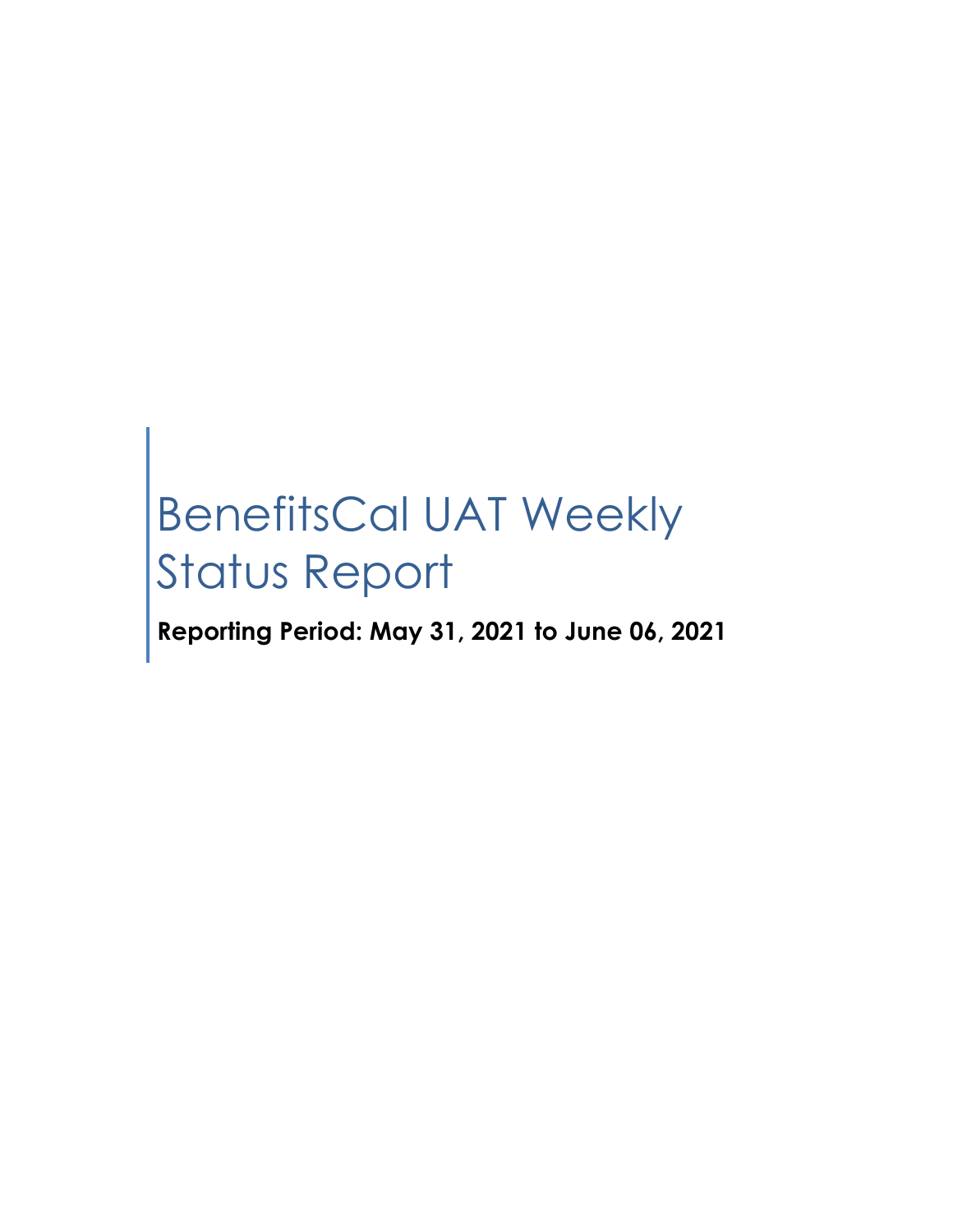# BenefitsCal UAT Weekly Status Report

**Reporting Period: May 31, 2021 to June 06, 2021**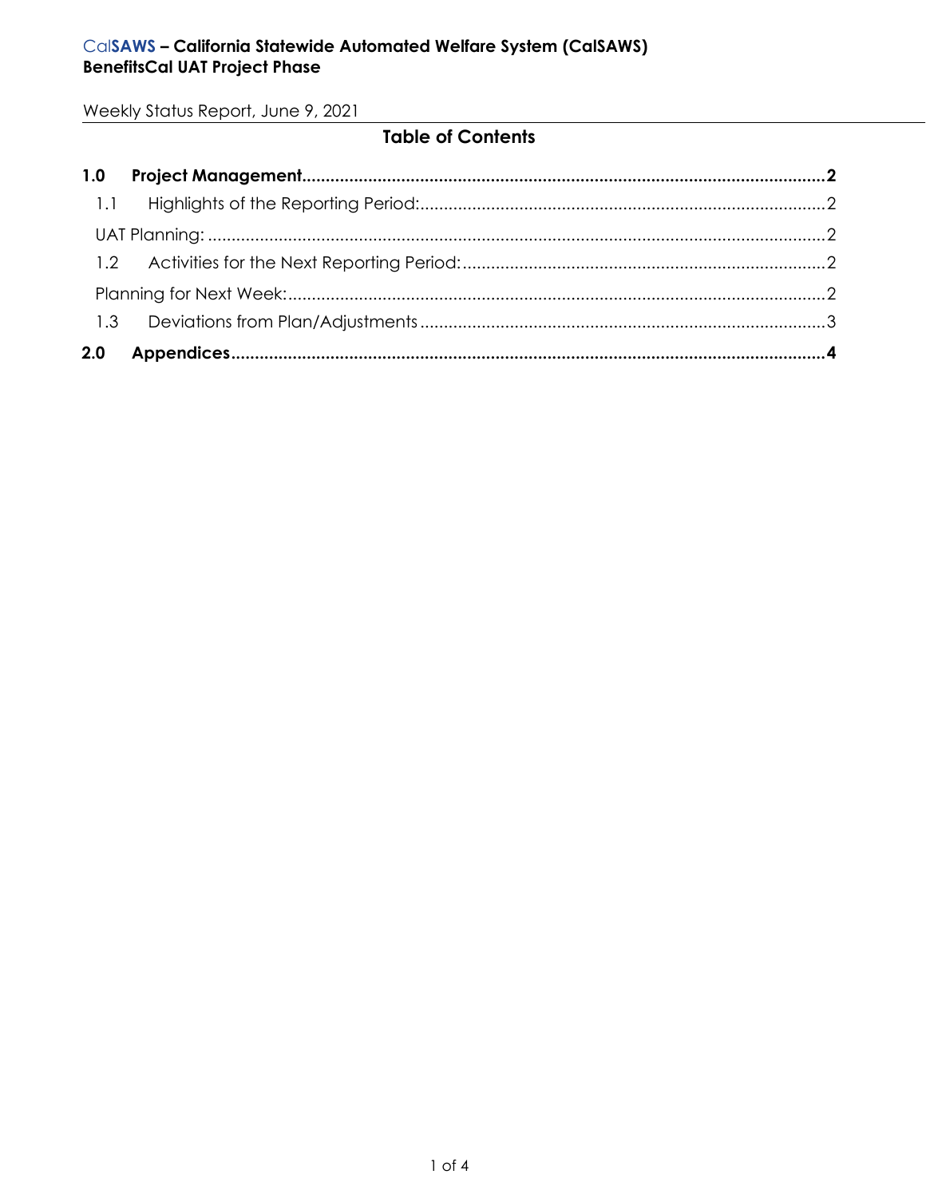# CalSAWS – California Statewide Automated Welfare System (CalSAWS)
**BenefitsCal UAT Project Phase**

Weekly Status Report, June 9, 2021

## Table of Contents

**1.0 Project Management .......... 2**

1.1 Highlights of the Reporting Period: .......... 2

UAT Planning: .......... 2

1.2 Activities for the Next Reporting Period: .......... 2

Planning for Next Week: .......... 2

1.3 Deviations from Plan/Adjustments .......... 3

**2.0 Appendices .......... 4**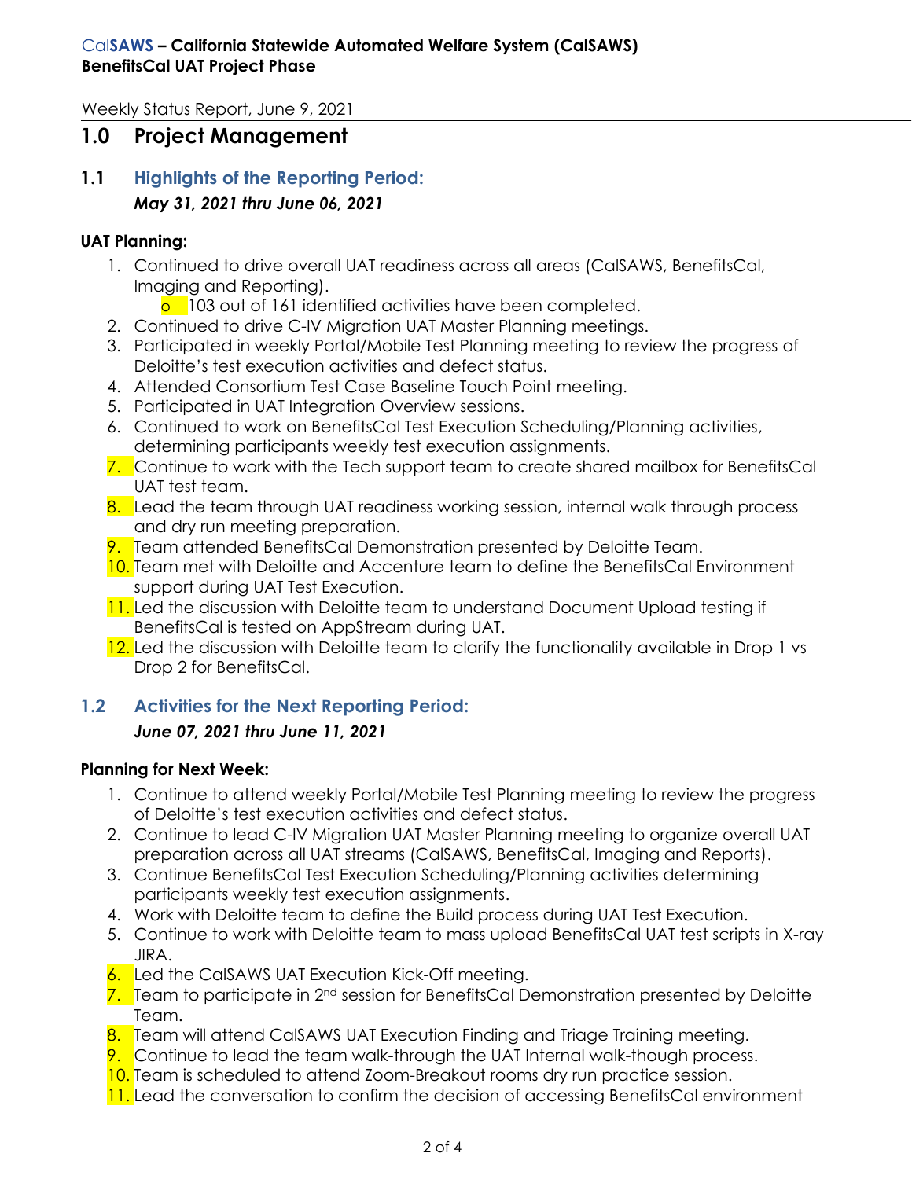Weekly Status Report, June 9, 2021

# 1.0 Project Management

## 1.1 Highlights of the Reporting Period:

***May 31, 2021 thru June 06, 2021***

**UAT Planning:**

1. Continued to drive overall UAT readiness across all areas (CalSAWS, BenefitsCal, Imaging and Reporting).
   - 103 out of 161 identified activities have been completed.
2. Continued to drive C-IV Migration UAT Master Planning meetings.
3. Participated in weekly Portal/Mobile Test Planning meeting to review the progress of Deloitte's test execution activities and defect status.
4. Attended Consortium Test Case Baseline Touch Point meeting.
5. Participated in UAT Integration Overview sessions.
6. Continued to work on BenefitsCal Test Execution Scheduling/Planning activities, determining participants weekly test execution assignments.
7. Continue to work with the Tech support team to create shared mailbox for BenefitsCal UAT test team.
8. Lead the team through UAT readiness working session, internal walk through process and dry run meeting preparation.
9. Team attended BenefitsCal Demonstration presented by Deloitte Team.
10. Team met with Deloitte and Accenture team to define the BenefitsCal Environment support during UAT Test Execution.
11. Led the discussion with Deloitte team to understand Document Upload testing if BenefitsCal is tested on AppStream during UAT.
12. Led the discussion with Deloitte team to clarify the functionality available in Drop 1 vs Drop 2 for BenefitsCal.

## 1.2 Activities for the Next Reporting Period:

***June 07, 2021 thru June 11, 2021***

**Planning for Next Week:**

1. Continue to attend weekly Portal/Mobile Test Planning meeting to review the progress of Deloitte's test execution activities and defect status.
2. Continue to lead C-IV Migration UAT Master Planning meeting to organize overall UAT preparation across all UAT streams (CalSAWS, BenefitsCal, Imaging and Reports).
3. Continue BenefitsCal Test Execution Scheduling/Planning activities determining participants weekly test execution assignments.
4. Work with Deloitte team to define the Build process during UAT Test Execution.
5. Continue to work with Deloitte team to mass upload BenefitsCal UAT test scripts in X-ray JIRA.
6. Led the CalSAWS UAT Execution Kick-Off meeting.
7. Team to participate in 2nd session for BenefitsCal Demonstration presented by Deloitte Team.
8. Team will attend CalSAWS UAT Execution Finding and Triage Training meeting.
9. Continue to lead the team walk-through the UAT Internal walk-though process.
10. Team is scheduled to attend Zoom-Breakout rooms dry run practice session.
11. Lead the conversation to confirm the decision of accessing BenefitsCal environment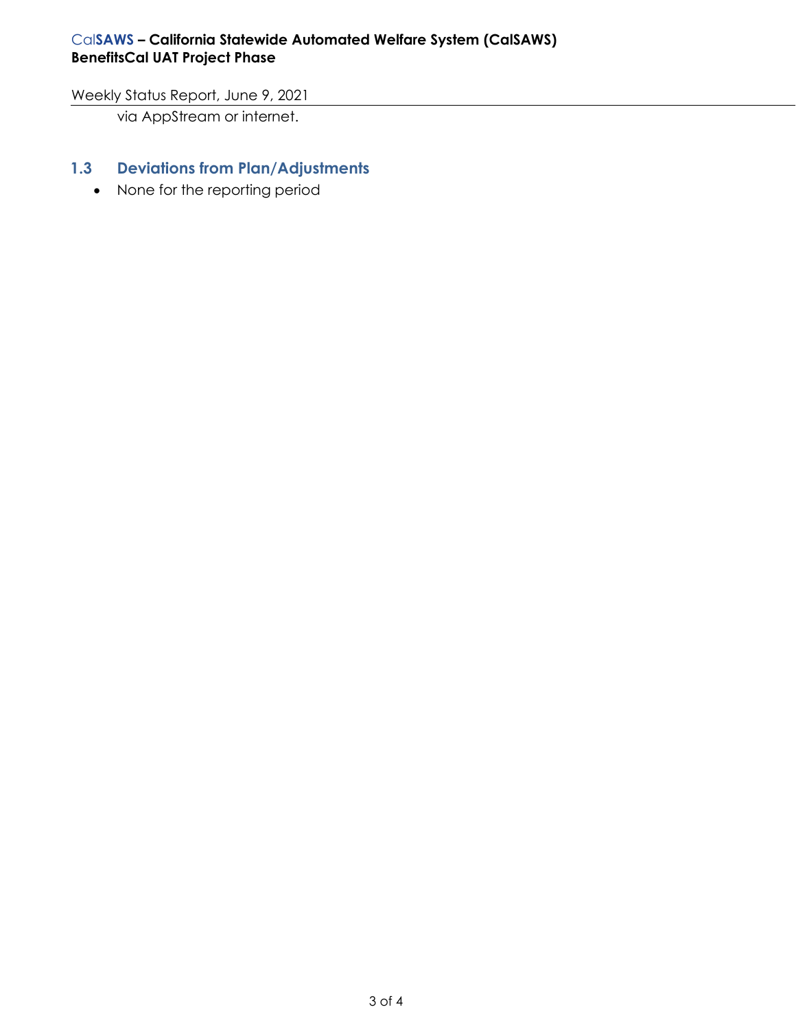via AppStream or internet.

## 1.3 Deviations from Plan/Adjustments

- None for the reporting period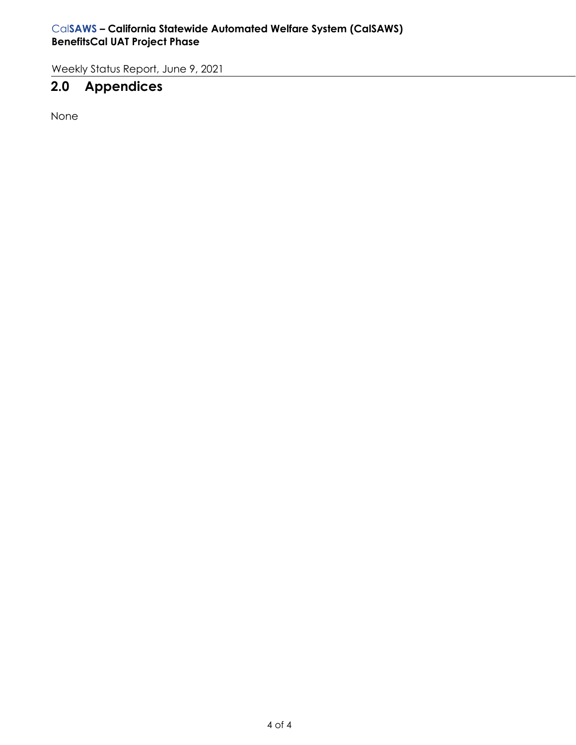## 2.0 Appendices

None